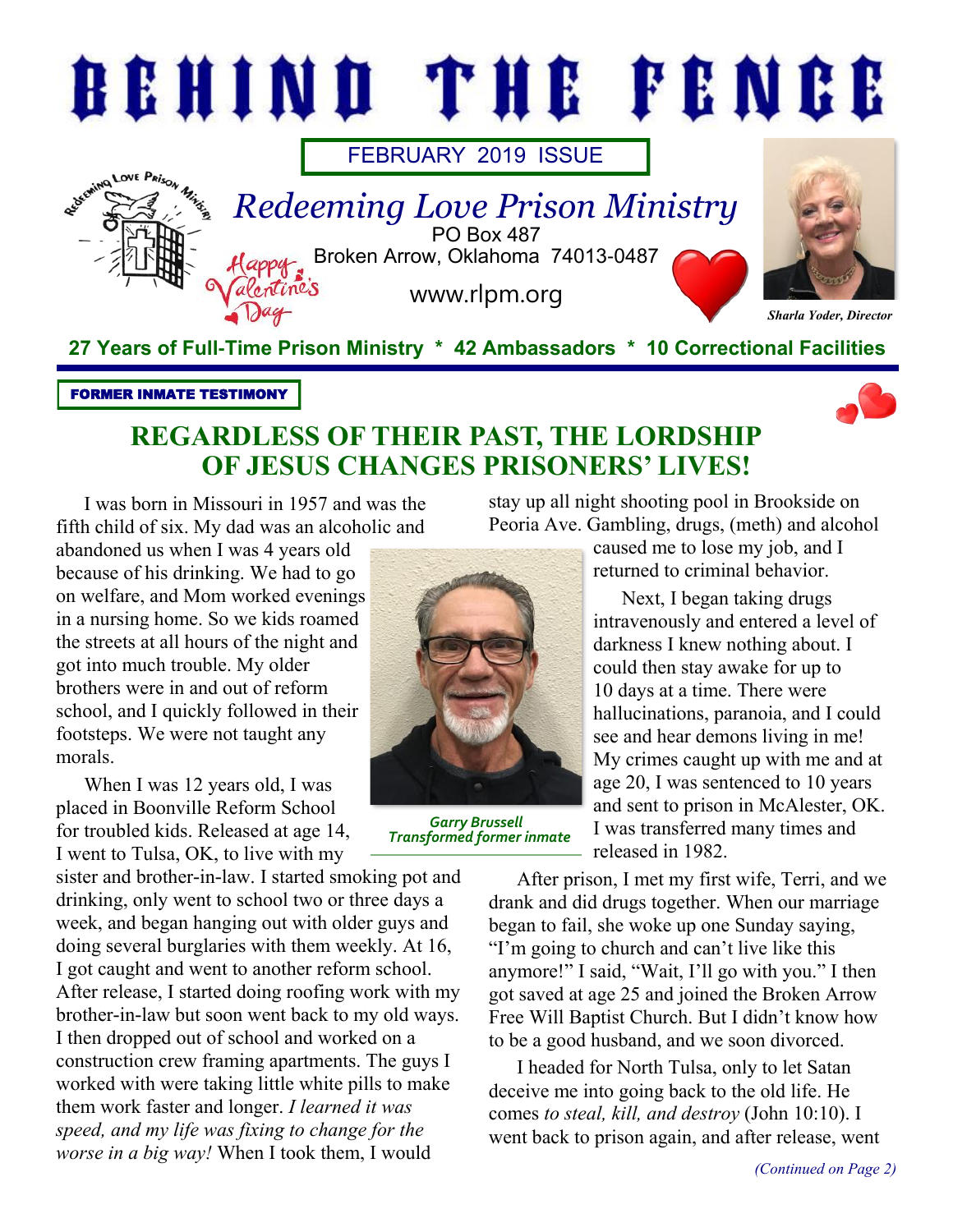# BEHIND THE FENCE

FEBRUARY 2019 ISSUE

## Redeeming Love Prison Ministry

PO Box 487
Broken Arrow, Oklahoma 74013-0487

www.rlpm.org

Happy Valentine's Day

*Sharla Yoder, Director*

**27 Years of Full-Time Prison Ministry * 42 Ambassadors * 10 Correctional Facilities**

**FORMER INMATE TESTIMONY**

## REGARDLESS OF THEIR PAST, THE LORDSHIP OF JESUS CHANGES PRISONERS' LIVES!

I was born in Missouri in 1957 and was the fifth child of six. My dad was an alcoholic and abandoned us when I was 4 years old because of his drinking. We had to go on welfare, and Mom worked evenings in a nursing home. So we kids roamed the streets at all hours of the night and got into much trouble. My older brothers were in and out of reform school, and I quickly followed in their footsteps. We were not taught any morals.

When I was 12 years old, I was placed in Boonville Reform School for troubled kids. Released at age 14, I went to Tulsa, OK, to live with my sister and brother-in-law. I started smoking pot and drinking, only went to school two or three days a week, and began hanging out with older guys and doing several burglaries with them weekly. At 16, I got caught and went to another reform school. After release, I started doing roofing work with my brother-in-law but soon went back to my old ways. I then dropped out of school and worked on a construction crew framing apartments. The guys I worked with were taking little white pills to make them work faster and longer. *I learned it was speed, and my life was fixing to change for the worse in a big way!* When I took them, I would stay up all night shooting pool in Brookside on Peoria Ave. Gambling, drugs, (meth) and alcohol caused me to lose my job, and I returned to criminal behavior.

*Garry Brussell*
*Transformed former inmate*

Next, I began taking drugs intravenously and entered a level of darkness I knew nothing about. I could then stay awake for up to 10 days at a time. There were hallucinations, paranoia, and I could see and hear demons living in me! My crimes caught up with me and at age 20, I was sentenced to 10 years and sent to prison in McAlester, OK. I was transferred many times and released in 1982.

After prison, I met my first wife, Terri, and we drank and did drugs together. When our marriage began to fail, she woke up one Sunday saying, "I'm going to church and can't live like this anymore!" I said, "Wait, I'll go with you." I then got saved at age 25 and joined the Broken Arrow Free Will Baptist Church. But I didn't know how to be a good husband, and we soon divorced.

I headed for North Tulsa, only to let Satan deceive me into going back to the old life. He comes *to steal, kill, and destroy* (John 10:10). I went back to prison again, and after release, went

*(Continued on Page 2)*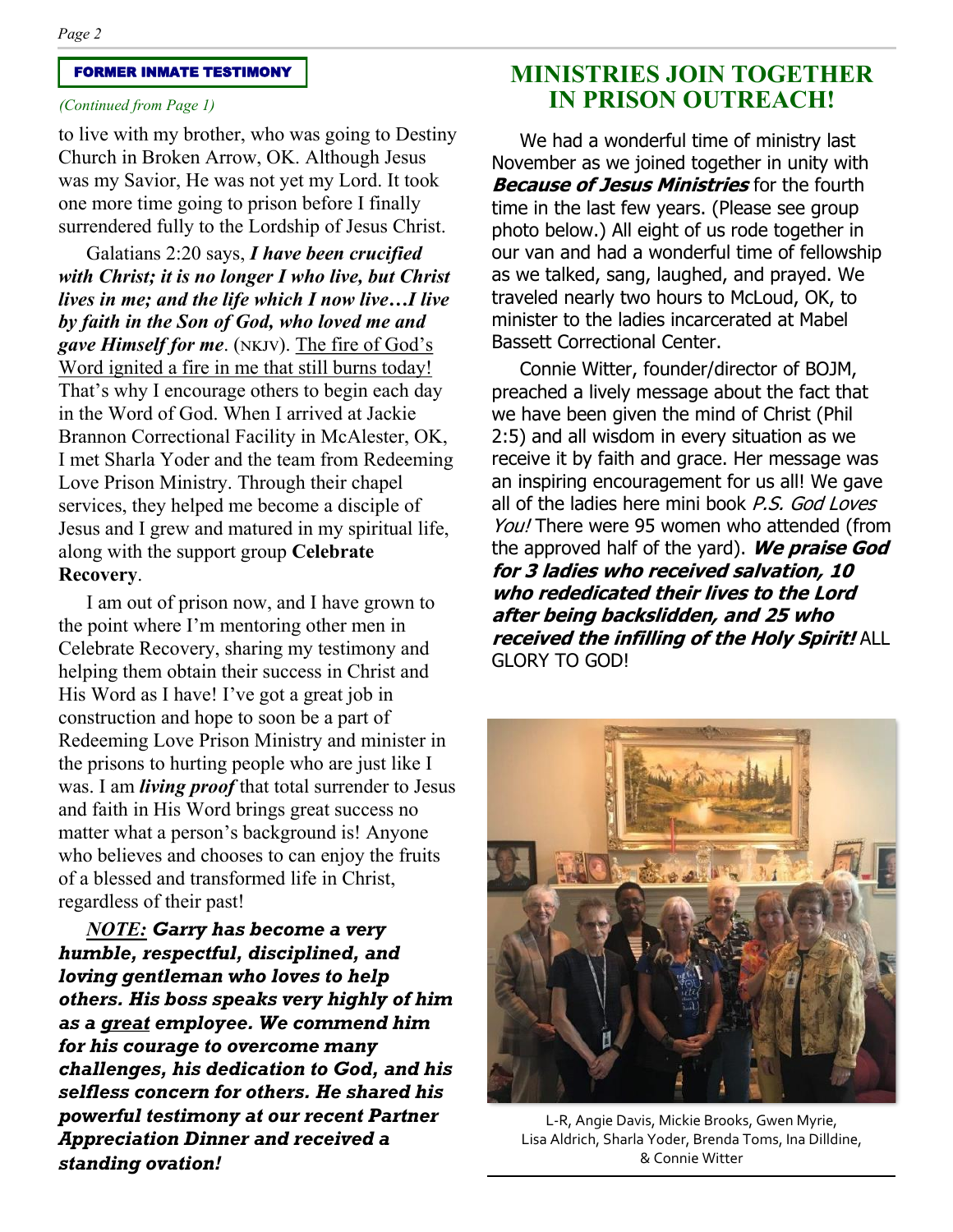**FORMER INMATE TESTIMONY**

*(Continued from Page 1)*

to live with my brother, who was going to Destiny Church in Broken Arrow, OK. Although Jesus was my Savior, He was not yet my Lord. It took one more time going to prison before I finally surrendered fully to the Lordship of Jesus Christ.

Galatians 2:20 says, ***I have been crucified with Christ; it is no longer I who live, but Christ lives in me; and the life which I now live…I live by faith in the Son of God, who loved me and gave Himself for me*.** (NKJV). The fire of God's Word ignited a fire in me that still burns today! That's why I encourage others to begin each day in the Word of God. When I arrived at Jackie Brannon Correctional Facility in McAlester, OK, I met Sharla Yoder and the team from Redeeming Love Prison Ministry. Through their chapel services, they helped me become a disciple of Jesus and I grew and matured in my spiritual life, along with the support group **Celebrate Recovery**.

I am out of prison now, and I have grown to the point where I'm mentoring other men in Celebrate Recovery, sharing my testimony and helping them obtain their success in Christ and His Word as I have! I've got a great job in construction and hope to soon be a part of Redeeming Love Prison Ministry and minister in the prisons to hurting people who are just like I was. I am ***living proof*** that total surrender to Jesus and faith in His Word brings great success no matter what a person's background is! Anyone who believes and chooses to can enjoy the fruits of a blessed and transformed life in Christ, regardless of their past!

*NOTE:* ***Garry has become a very humble, respectful, disciplined, and loving gentleman who loves to help others. His boss speaks very highly of him as a great employee. We commend him for his courage to overcome many challenges, his dedication to God, and his selfless concern for others. He shared his powerful testimony at our recent Partner Appreciation Dinner and received a standing ovation!***

## MINISTRIES JOIN TOGETHER IN PRISON OUTREACH!

We had a wonderful time of ministry last November as we joined together in unity with ***Because of Jesus Ministries*** for the fourth time in the last few years. (Please see group photo below.) All eight of us rode together in our van and had a wonderful time of fellowship as we talked, sang, laughed, and prayed. We traveled nearly two hours to McLoud, OK, to minister to the ladies incarcerated at Mabel Bassett Correctional Center.

Connie Witter, founder/director of BOJM, preached a lively message about the fact that we have been given the mind of Christ (Phil 2:5) and all wisdom in every situation as we receive it by faith and grace. Her message was an inspiring encouragement for us all! We gave all of the ladies here mini book *P.S. God Loves You!* There were 95 women who attended (from the approved half of the yard). ***We praise God for 3 ladies who received salvation, 10 who rededicated their lives to the Lord after being backslidden, and 25 who received the infilling of the Holy Spirit!*** ALL GLORY TO GOD!

L-R, Angie Davis, Mickie Brooks, Gwen Myrie, Lisa Aldrich, Sharla Yoder, Brenda Toms, Ina Dilldine, & Connie Witter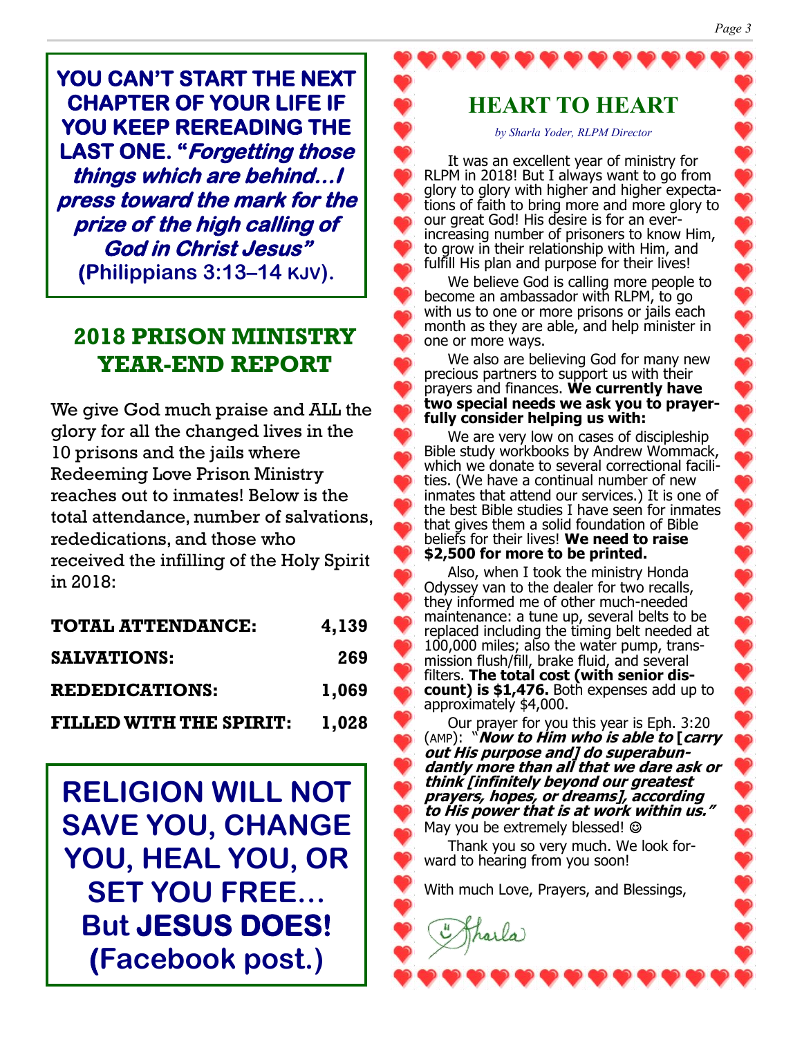**YOU CAN'T START THE NEXT CHAPTER OF YOUR LIFE IF YOU KEEP REREADING THE LAST ONE. "*Forgetting those things which are behind…I press toward the mark for the prize of the high calling of God in Christ Jesus*" (Philippians 3:13–14 KJV).**

## 2018 PRISON MINISTRY YEAR-END REPORT

We give God much praise and ALL the glory for all the changed lives in the 10 prisons and the jails where Redeeming Love Prison Ministry reaches out to inmates! Below is the total attendance, number of salvations, rededications, and those who received the infilling of the Holy Spirit in 2018:

| | |
|---|---|
| **TOTAL ATTENDANCE:** | **4,139** |
| **SALVATIONS:** | **269** |
| **REDEDICATIONS:** | **1,069** |
| **FILLED WITH THE SPIRIT:** | **1,028** |

**RELIGION WILL NOT SAVE YOU, CHANGE YOU, HEAL YOU, OR SET YOU FREE… But JESUS DOES! (Facebook post.)**

## HEART TO HEART

*by Sharla Yoder, RLPM Director*

It was an excellent year of ministry for RLPM in 2018! But I always want to go from glory to glory with higher and higher expectations of faith to bring more and more glory to our great God! His desire is for an ever-increasing number of prisoners to know Him, to grow in their relationship with Him, and fulfill His plan and purpose for their lives!

We believe God is calling more people to become an ambassador with RLPM, to go with us to one or more prisons or jails each month as they are able, and help minister in one or more ways.

We also are believing God for many new precious partners to support us with their prayers and finances. **We currently have two special needs we ask you to prayerfully consider helping us with:**

We are very low on cases of discipleship Bible study workbooks by Andrew Wommack, which we donate to several correctional facilities. (We have a continual number of new inmates that attend our services.) It is one of the best Bible studies I have seen for inmates that gives them a solid foundation of Bible beliefs for their lives! **We need to raise $2,500 for more to be printed.**

Also, when I took the ministry Honda Odyssey van to the dealer for two recalls, they informed me of other much-needed maintenance: a tune up, several belts to be replaced including the timing belt needed at 100,000 miles; also the water pump, transmission flush/fill, brake fluid, and several filters. **The total cost (with senior discount) is $1,476.** Both expenses add up to approximately $4,000.

Our prayer for you this year is Eph. 3:20 (AMP): "***Now to Him who is able to* [*carry out His purpose and*] *do superabundantly more than all that we dare ask or think [infinitely beyond our greatest prayers, hopes, or dreams], according to His power that is at work within us.***" May you be extremely blessed! ☺

Thank you so very much. We look forward to hearing from you soon!

With much Love, Prayers, and Blessings,

Sharla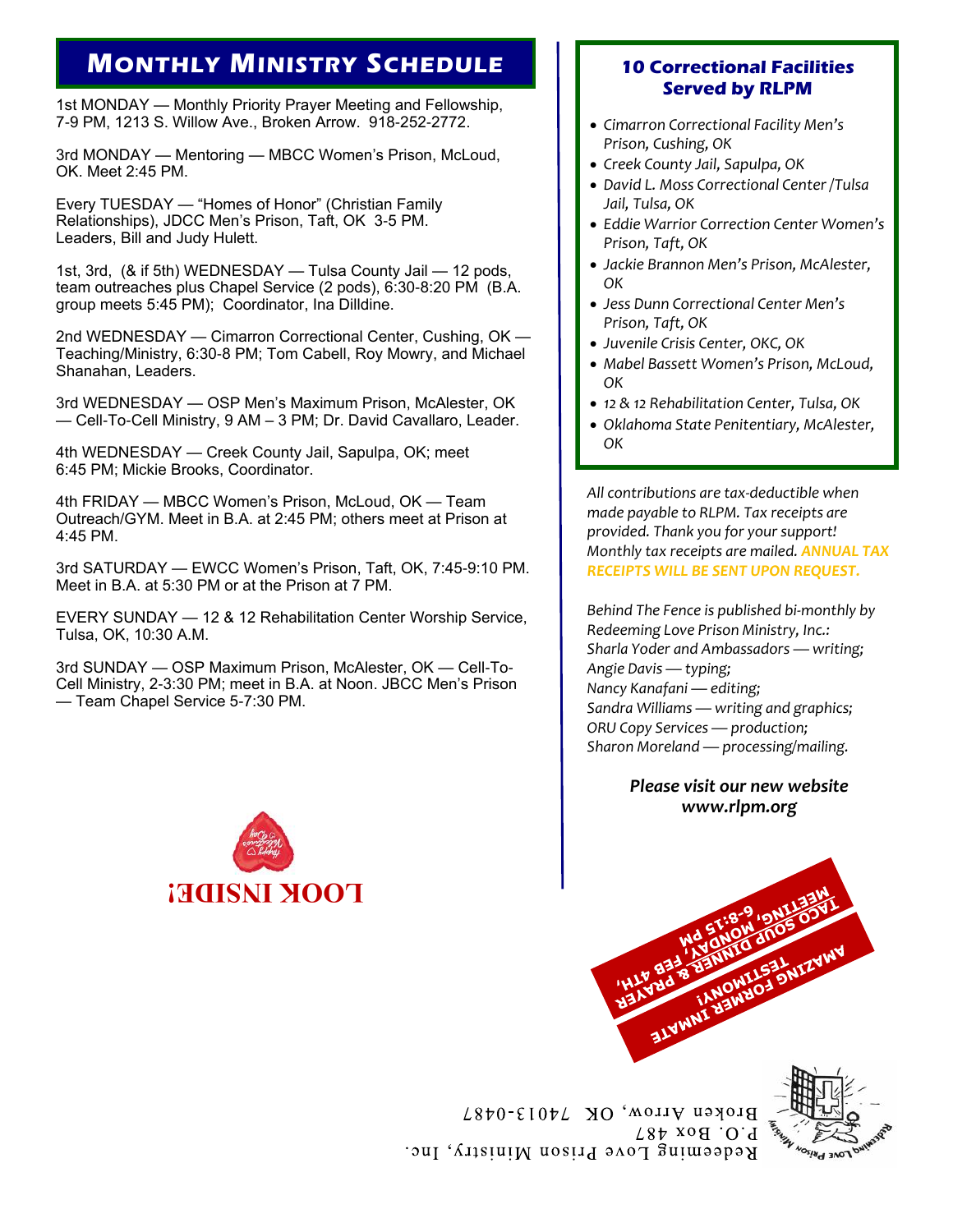## Monthly Ministry Schedule

1st MONDAY — Monthly Priority Prayer Meeting and Fellowship, 7-9 PM, 1213 S. Willow Ave., Broken Arrow. 918-252-2772.

3rd MONDAY — Mentoring — MBCC Women's Prison, McLoud, OK. Meet 2:45 PM.

Every TUESDAY — "Homes of Honor" (Christian Family Relationships), JDCC Men's Prison, Taft, OK 3-5 PM. Leaders, Bill and Judy Hulett.

1st, 3rd, (& if 5th) WEDNESDAY — Tulsa County Jail — 12 pods, team outreaches plus Chapel Service (2 pods), 6:30-8:20 PM (B.A. group meets 5:45 PM); Coordinator, Ina Dilldine.

2nd WEDNESDAY — Cimarron Correctional Center, Cushing, OK — Teaching/Ministry, 6:30-8 PM; Tom Cabell, Roy Mowry, and Michael Shanahan, Leaders.

3rd WEDNESDAY — OSP Men's Maximum Prison, McAlester, OK — Cell-To-Cell Ministry, 9 AM – 3 PM; Dr. David Cavallaro, Leader.

4th WEDNESDAY — Creek County Jail, Sapulpa, OK; meet 6:45 PM; Mickie Brooks, Coordinator.

4th FRIDAY — MBCC Women's Prison, McLoud, OK — Team Outreach/GYM. Meet in B.A. at 2:45 PM; others meet at Prison at 4:45 PM.

3rd SATURDAY — EWCC Women's Prison, Taft, OK, 7:45-9:10 PM. Meet in B.A. at 5:30 PM or at the Prison at 7 PM.

EVERY SUNDAY — 12 & 12 Rehabilitation Center Worship Service, Tulsa, OK, 10:30 A.M.

3rd SUNDAY — OSP Maximum Prison, McAlester, OK — Cell-To-Cell Ministry, 2-3:30 PM; meet in B.A. at Noon. JBCC Men's Prison — Team Chapel Service 5-7:30 PM.

LOOK INSIDE!

### 10 Correctional Facilities Served by RLPM

- *Cimarron Correctional Facility Men's Prison, Cushing, OK*
- *Creek County Jail, Sapulpa, OK*
- *David L. Moss Correctional Center /Tulsa Jail, Tulsa, OK*
- *Eddie Warrior Correction Center Women's Prison, Taft, OK*
- *Jackie Brannon Men's Prison, McAlester, OK*
- *Jess Dunn Correctional Center Men's Prison, Taft, OK*
- *Juvenile Crisis Center, OKC, OK*
- *Mabel Bassett Women's Prison, McLoud, OK*
- *12 & 12 Rehabilitation Center, Tulsa, OK*
- *Oklahoma State Penitentiary, McAlester, OK*

*All contributions are tax-deductible when made payable to RLPM. Tax receipts are provided. Thank you for your support! Monthly tax receipts are mailed.* ***ANNUAL TAX RECEIPTS WILL BE SENT UPON REQUEST.***

*Behind The Fence is published bi-monthly by Redeeming Love Prison Ministry, Inc.:*
*Sharla Yoder and Ambassadors — writing;*
*Angie Davis — typing;*
*Nancy Kanafani — editing;*
*Sandra Williams — writing and graphics;*
*ORU Copy Services — production;*
*Sharon Moreland — processing/mailing.*

***Please visit our new website www.rlpm.org***

**TACO SOUP DINNER & PRAYER MEETING, MONDAY, FEB 4TH, 6-8:15 PM**

**AMAZING FORMER INMATE TESTIMONY!**

Redeeming Love Prison Ministry, Inc.
P.O. Box 487
Broken Arrow, OK 74013-0487